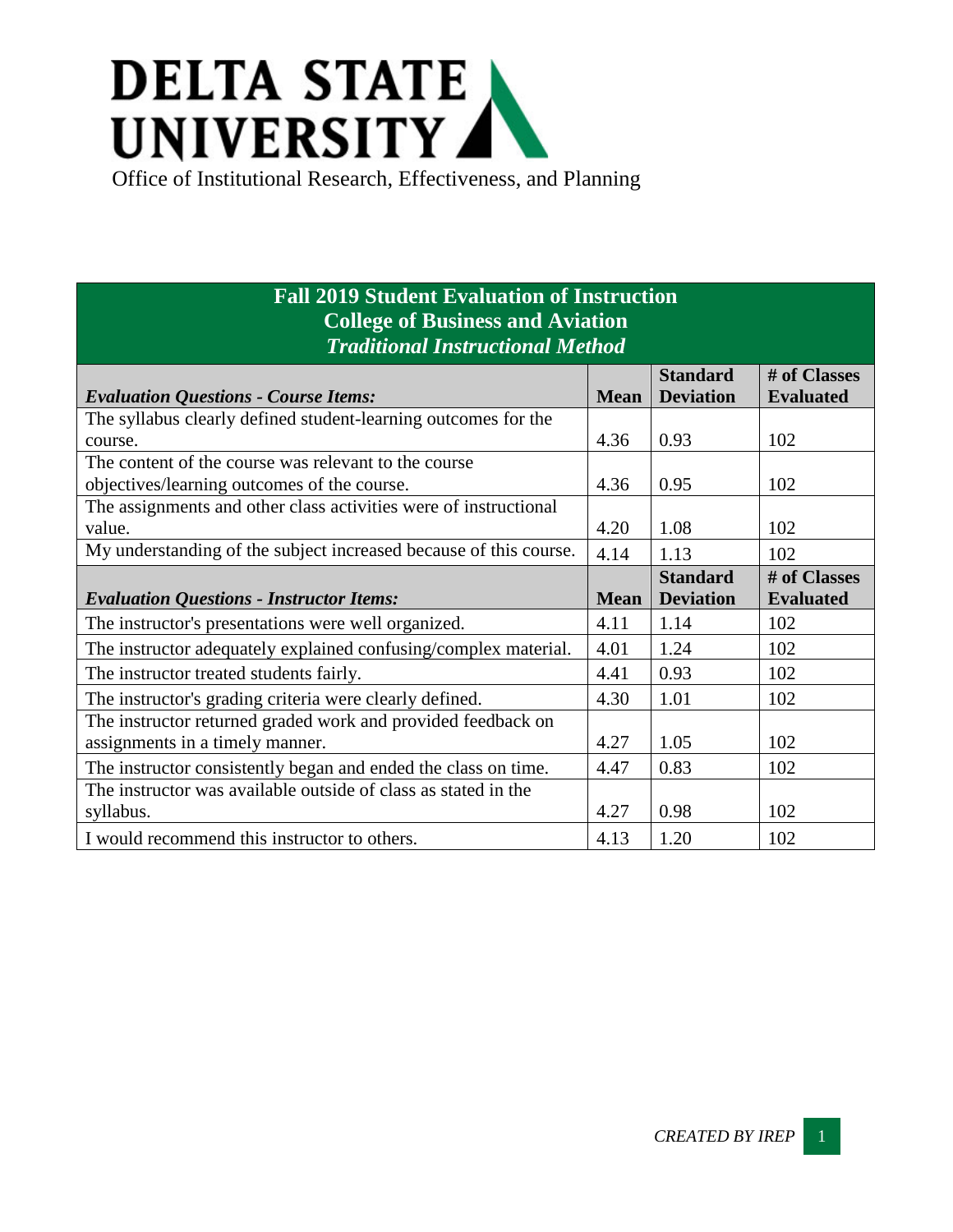# DELTA STATE UNIVERSITY

Office of Institutional Research, Effectiveness, and Planning

## Fall 2019 Student Evaluation of Instruction
## College of Business and Aviation
### *Traditional Instructional Method*

| *Evaluation Questions - Course Items:* | Mean | Standard Deviation | # of Classes Evaluated |
|---|---|---|---|
| The syllabus clearly defined student-learning outcomes for the course. | 4.36 | 0.93 | 102 |
| The content of the course was relevant to the course objectives/learning outcomes of the course. | 4.36 | 0.95 | 102 |
| The assignments and other class activities were of instructional value. | 4.20 | 1.08 | 102 |
| My understanding of the subject increased because of this course. | 4.14 | 1.13 | 102 |
| ***Evaluation Questions - Instructor Items:*** | **Mean** | **Standard Deviation** | **# of Classes Evaluated** |
| The instructor's presentations were well organized. | 4.11 | 1.14 | 102 |
| The instructor adequately explained confusing/complex material. | 4.01 | 1.24 | 102 |
| The instructor treated students fairly. | 4.41 | 0.93 | 102 |
| The instructor's grading criteria were clearly defined. | 4.30 | 1.01 | 102 |
| The instructor returned graded work and provided feedback on assignments in a timely manner. | 4.27 | 1.05 | 102 |
| The instructor consistently began and ended the class on time. | 4.47 | 0.83 | 102 |
| The instructor was available outside of class as stated in the syllabus. | 4.27 | 0.98 | 102 |
| I would recommend this instructor to others. | 4.13 | 1.20 | 102 |

*CREATED BY IREP*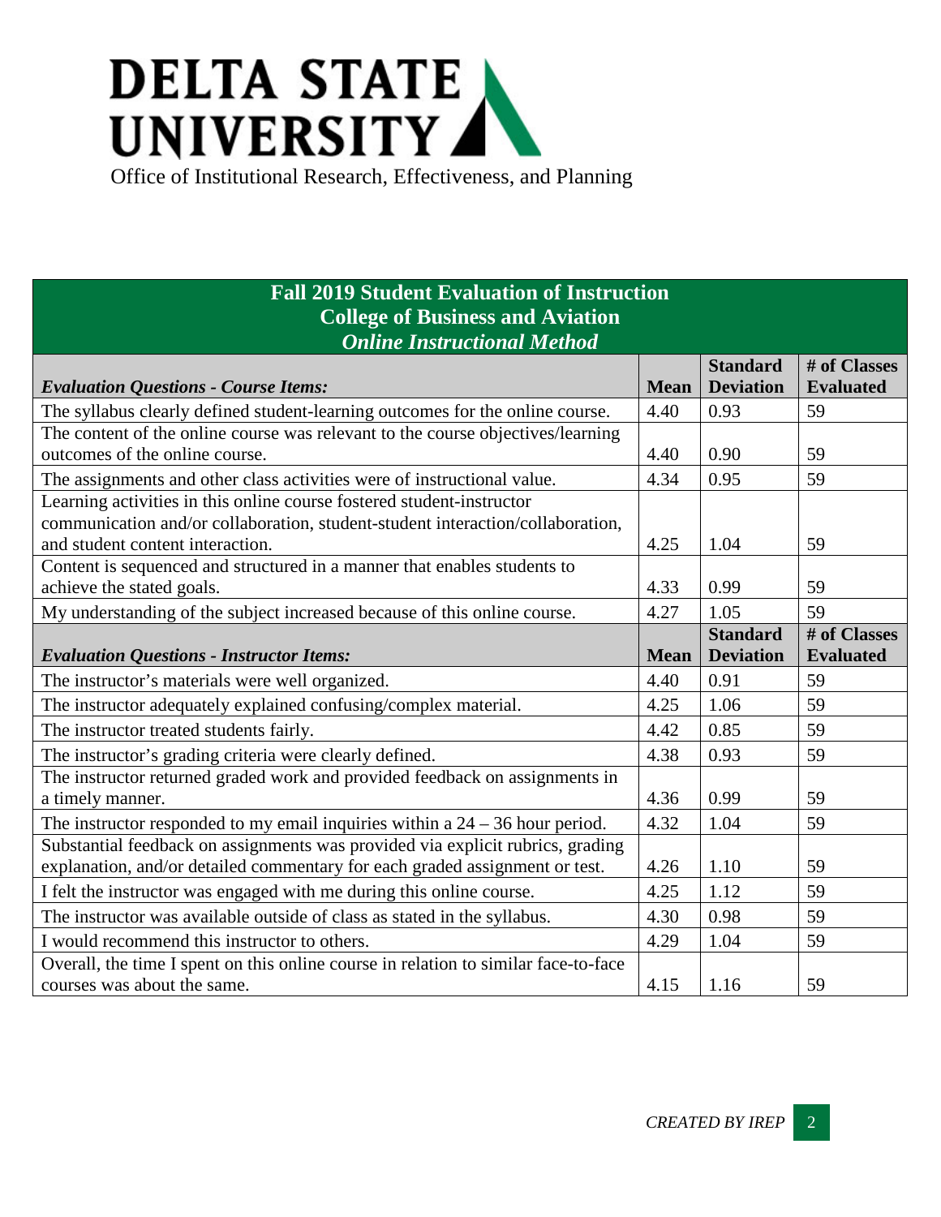# DELTA STATE UNIVERSITY

Office of Institutional Research, Effectiveness, and Planning

| Fall 2019 Student Evaluation of Instruction<br>College of Business and Aviation<br>*Online Instructional Method* | | | |
|---|---|---|---|
| ***Evaluation Questions - Course Items:*** | **Mean** | **Standard Deviation** | **# of Classes Evaluated** |
| The syllabus clearly defined student-learning outcomes for the online course. | 4.40 | 0.93 | 59 |
| The content of the online course was relevant to the course objectives/learning outcomes of the online course. | 4.40 | 0.90 | 59 |
| The assignments and other class activities were of instructional value. | 4.34 | 0.95 | 59 |
| Learning activities in this online course fostered student-instructor communication and/or collaboration, student-student interaction/collaboration, and student content interaction. | 4.25 | 1.04 | 59 |
| Content is sequenced and structured in a manner that enables students to achieve the stated goals. | 4.33 | 0.99 | 59 |
| My understanding of the subject increased because of this online course. | 4.27 | 1.05 | 59 |
| ***Evaluation Questions - Instructor Items:*** | **Mean** | **Standard Deviation** | **# of Classes Evaluated** |
| The instructor's materials were well organized. | 4.40 | 0.91 | 59 |
| The instructor adequately explained confusing/complex material. | 4.25 | 1.06 | 59 |
| The instructor treated students fairly. | 4.42 | 0.85 | 59 |
| The instructor's grading criteria were clearly defined. | 4.38 | 0.93 | 59 |
| The instructor returned graded work and provided feedback on assignments in a timely manner. | 4.36 | 0.99 | 59 |
| The instructor responded to my email inquiries within a 24 – 36 hour period. | 4.32 | 1.04 | 59 |
| Substantial feedback on assignments was provided via explicit rubrics, grading explanation, and/or detailed commentary for each graded assignment or test. | 4.26 | 1.10 | 59 |
| I felt the instructor was engaged with me during this online course. | 4.25 | 1.12 | 59 |
| The instructor was available outside of class as stated in the syllabus. | 4.30 | 0.98 | 59 |
| I would recommend this instructor to others. | 4.29 | 1.04 | 59 |
| Overall, the time I spent on this online course in relation to similar face-to-face courses was about the same. | 4.15 | 1.16 | 59 |